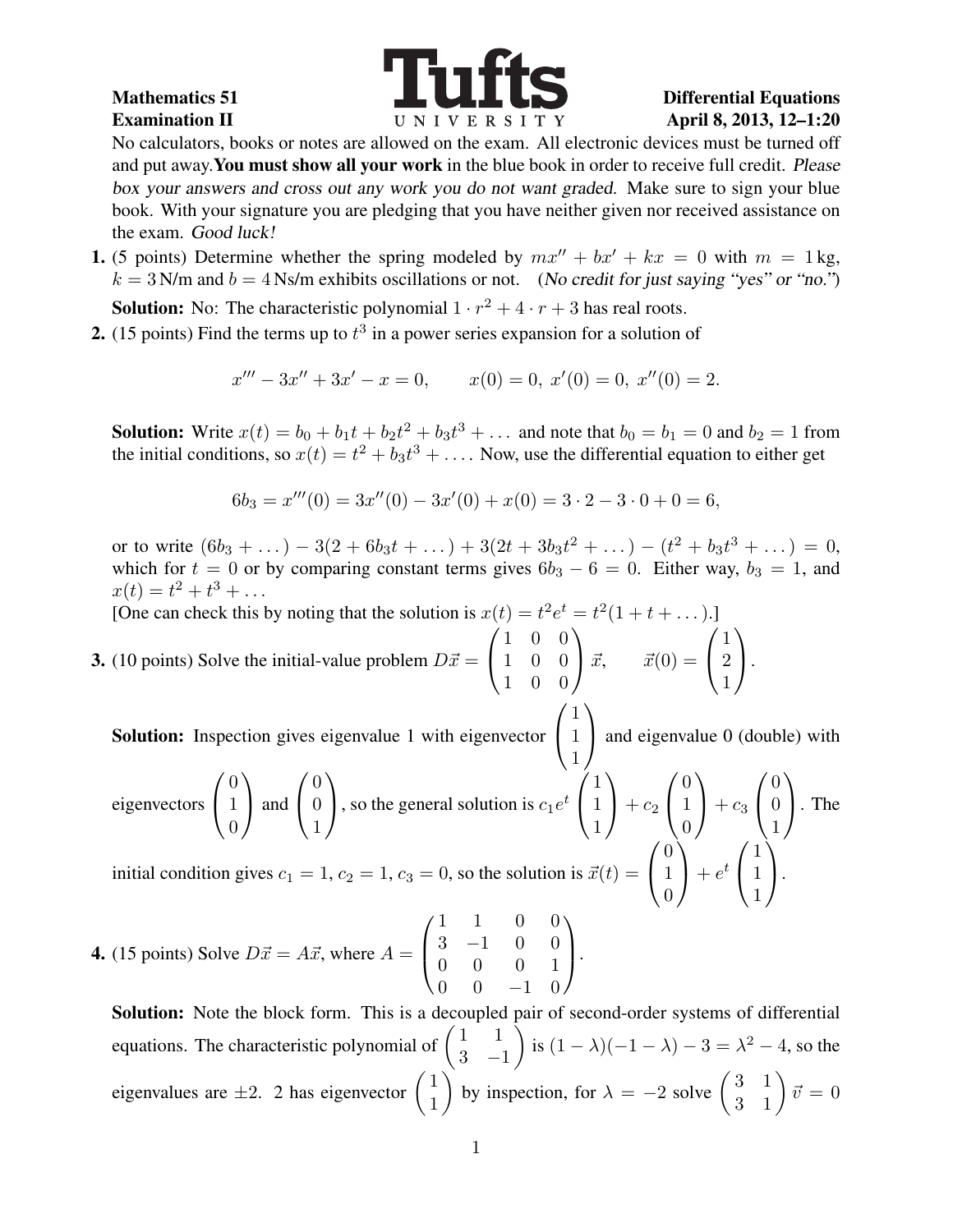**Mathematics 51** **Differential Equations**
**Examination II** **April 8, 2013, 12–1:20**

Tufts UNIVERSITY

No calculators, books or notes are allowed on the exam. All electronic devices must be turned off and put away. **You must show all your work** in the blue book in order to receive full credit. *Please box your answers and cross out any work you do not want graded.* Make sure to sign your blue book. With your signature you are pledging that you have neither given nor received assistance on the exam. *Good luck!*

**1.** (5 points) Determine whether the spring modeled by $mx'' + bx' + kx = 0$ with $m = 1\,\text{kg}$, $k = 3\,\text{N/m}$ and $b = 4\,\text{Ns/m}$ exhibits oscillations or not. (*No credit for just saying "yes" or "no."*)

**Solution:** No: The characteristic polynomial $1 \cdot r^2 + 4 \cdot r + 3$ has real roots.

**2.** (15 points) Find the terms up to $t^3$ in a power series expansion for a solution of

$$x''' - 3x'' + 3x' - x = 0, \qquad x(0) = 0,\ x'(0) = 0,\ x''(0) = 2.$$

**Solution:** Write $x(t) = b_0 + b_1 t + b_2 t^2 + b_3 t^3 + \dots$ and note that $b_0 = b_1 = 0$ and $b_2 = 1$ from the initial conditions, so $x(t) = t^2 + b_3 t^3 + \dots$. Now, use the differential equation to either get

$$6b_3 = x'''(0) = 3x''(0) - 3x'(0) + x(0) = 3 \cdot 2 - 3 \cdot 0 + 0 = 6,$$

or to write $(6b_3 + \dots) - 3(2 + 6b_3 t + \dots) + 3(2t + 3b_3 t^2 + \dots) - (t^2 + b_3 t^3 + \dots) = 0$, which for $t = 0$ or by comparing constant terms gives $6b_3 - 6 = 0$. Either way, $b_3 = 1$, and $x(t) = t^2 + t^3 + \dots$

[One can check this by noting that the solution is $x(t) = t^2 e^t = t^2(1 + t + \dots)$.]

**3.** (10 points) Solve the initial-value problem $D\vec{x} = \begin{pmatrix} 1 & 0 & 0 \\ 1 & 0 & 0 \\ 1 & 0 & 0 \end{pmatrix} \vec{x}, \qquad \vec{x}(0) = \begin{pmatrix} 1 \\ 2 \\ 1 \end{pmatrix}.$

**Solution:** Inspection gives eigenvalue 1 with eigenvector $\begin{pmatrix} 1 \\ 1 \\ 1 \end{pmatrix}$ and eigenvalue 0 (double) with eigenvectors $\begin{pmatrix} 0 \\ 1 \\ 0 \end{pmatrix}$ and $\begin{pmatrix} 0 \\ 0 \\ 1 \end{pmatrix}$, so the general solution is $c_1 e^t \begin{pmatrix} 1 \\ 1 \\ 1 \end{pmatrix} + c_2 \begin{pmatrix} 0 \\ 1 \\ 0 \end{pmatrix} + c_3 \begin{pmatrix} 0 \\ 0 \\ 1 \end{pmatrix}$. The initial condition gives $c_1 = 1$, $c_2 = 1$, $c_3 = 0$, so the solution is $\vec{x}(t) = \begin{pmatrix} 0 \\ 1 \\ 0 \end{pmatrix} + e^t \begin{pmatrix} 1 \\ 1 \\ 1 \end{pmatrix}$.

**4.** (15 points) Solve $D\vec{x} = A\vec{x}$, where $A = \begin{pmatrix} 1 & 1 & 0 & 0 \\ 3 & -1 & 0 & 0 \\ 0 & 0 & 0 & 1 \\ 0 & 0 & -1 & 0 \end{pmatrix}$.

**Solution:** Note the block form. This is a decoupled pair of second-order systems of differential equations. The characteristic polynomial of $\begin{pmatrix} 1 & 1 \\ 3 & -1 \end{pmatrix}$ is $(1 - \lambda)(-1 - \lambda) - 3 = \lambda^2 - 4$, so the eigenvalues are $\pm 2$. 2 has eigenvector $\begin{pmatrix} 1 \\ 1 \end{pmatrix}$ by inspection, for $\lambda = -2$ solve $\begin{pmatrix} 3 & 1 \\ 3 & 1 \end{pmatrix} \vec{v} = 0$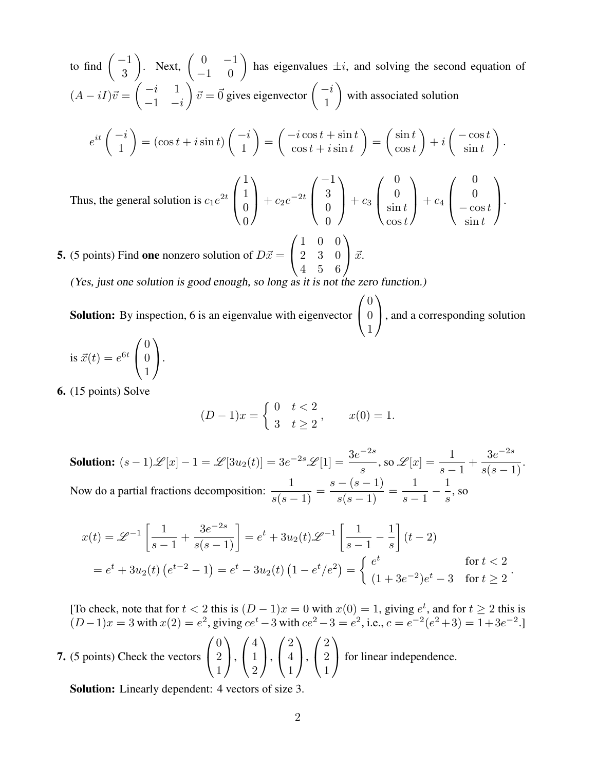to find $\begin{pmatrix} -1 \\ 3 \end{pmatrix}$. Next, $\begin{pmatrix} 0 & -1 \\ -1 & 0 \end{pmatrix}$ has eigenvalues $\pm i$, and solving the second equation of $(A - iI)\vec{v} = \begin{pmatrix} -i & 1 \\ -1 & -i \end{pmatrix} \vec{v} = \vec{0}$ gives eigenvector $\begin{pmatrix} -i \\ 1 \end{pmatrix}$ with associated solution

$$e^{it} \begin{pmatrix} -i \\ 1 \end{pmatrix} = (\cos t + i \sin t) \begin{pmatrix} -i \\ 1 \end{pmatrix} = \begin{pmatrix} -i\cos t + \sin t \\ \cos t + i \sin t \end{pmatrix} = \begin{pmatrix} \sin t \\ \cos t \end{pmatrix} + i \begin{pmatrix} -\cos t \\ \sin t \end{pmatrix}.$$

Thus, the general solution is $c_1 e^{2t} \begin{pmatrix} 1 \\ 1 \\ 0 \\ 0 \end{pmatrix} + c_2 e^{-2t} \begin{pmatrix} -1 \\ 3 \\ 0 \\ 0 \end{pmatrix} + c_3 \begin{pmatrix} 0 \\ 0 \\ \sin t \\ \cos t \end{pmatrix} + c_4 \begin{pmatrix} 0 \\ 0 \\ -\cos t \\ \sin t \end{pmatrix}$.

**5.** (5 points) Find **one** nonzero solution of $D\vec{x} = \begin{pmatrix} 1 & 0 & 0 \\ 2 & 3 & 0 \\ 4 & 5 & 6 \end{pmatrix} \vec{x}$.

*(Yes, just one solution is good enough, so long as it is not the zero function.)*

**Solution:** By inspection, 6 is an eigenvalue with eigenvector $\begin{pmatrix} 0 \\ 0 \\ 1 \end{pmatrix}$, and a corresponding solution is $\vec{x}(t) = e^{6t} \begin{pmatrix} 0 \\ 0 \\ 1 \end{pmatrix}$.

**6.** (15 points) Solve

$$(D-1)x = \begin{cases} 0 & t < 2 \\ 3 & t \geq 2 \end{cases}, \qquad x(0) = 1.$$

**Solution:** $(s-1)\mathscr{L}[x] - 1 = \mathscr{L}[3u_2(t)] = 3e^{-2s}\mathscr{L}[1] = \dfrac{3e^{-2s}}{s}$, so $\mathscr{L}[x] = \dfrac{1}{s-1} + \dfrac{3e^{-2s}}{s(s-1)}$.

Now do a partial fractions decomposition: $\dfrac{1}{s(s-1)} = \dfrac{s-(s-1)}{s(s-1)} = \dfrac{1}{s-1} - \dfrac{1}{s}$, so

$$\begin{aligned} x(t) = \mathscr{L}^{-1}\left[\frac{1}{s-1} + \frac{3e^{-2s}}{s(s-1)}\right] &= e^t + 3u_2(t)\mathscr{L}^{-1}\left[\frac{1}{s-1} - \frac{1}{s}\right](t-2) \\ &= e^t + 3u_2(t)\left(e^{t-2} - 1\right) = e^t - 3u_2(t)\left(1 - e^t/e^2\right) = \begin{cases} e^t & \text{for } t < 2 \\ (1+3e^{-2})e^t - 3 & \text{for } t \geq 2 \end{cases}. \end{aligned}$$

[To check, note that for $t < 2$ this is $(D-1)x = 0$ with $x(0) = 1$, giving $e^t$, and for $t \geq 2$ this is $(D-1)x = 3$ with $x(2) = e^2$, giving $ce^t - 3$ with $ce^2 - 3 = e^2$, i.e., $c = e^{-2}(e^2+3) = 1 + 3e^{-2}$.]

**7.** (5 points) Check the vectors $\begin{pmatrix} 0 \\ 2 \\ 1 \end{pmatrix}, \begin{pmatrix} 4 \\ 1 \\ 2 \end{pmatrix}, \begin{pmatrix} 2 \\ 4 \\ 1 \end{pmatrix}, \begin{pmatrix} 2 \\ 2 \\ 1 \end{pmatrix}$ for linear independence.

**Solution:** Linearly dependent: 4 vectors of size 3.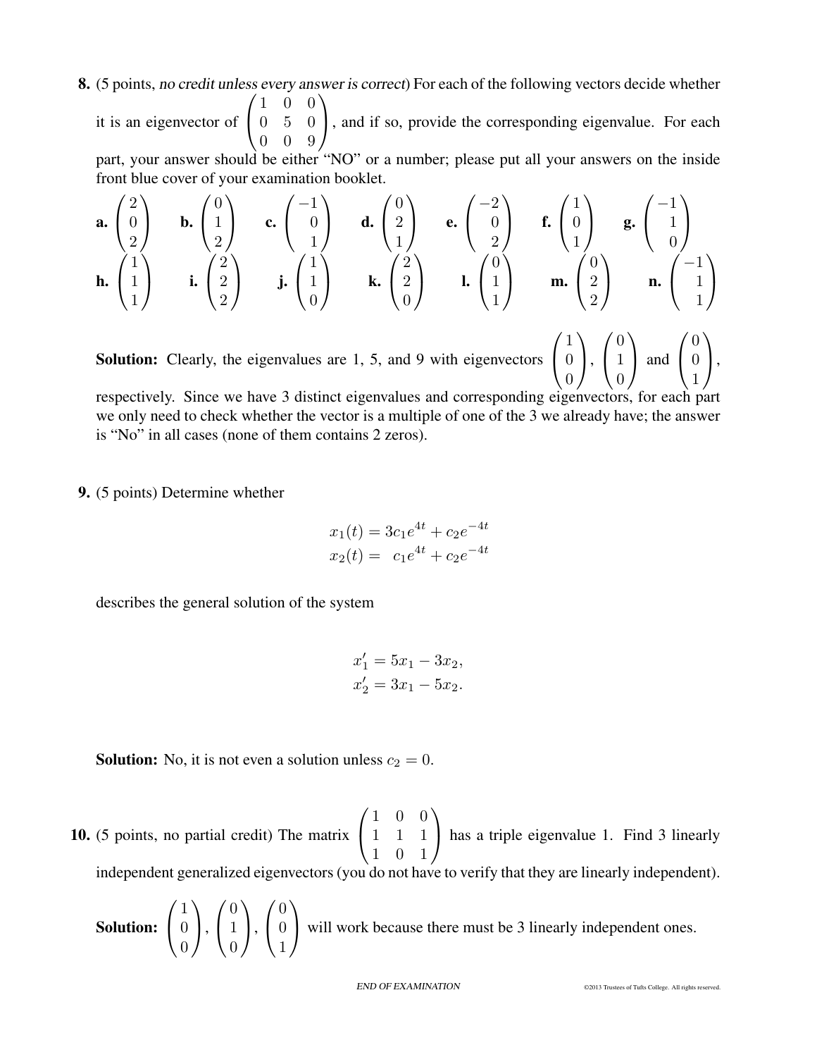**8.** (5 points, *no credit unless every answer is correct*) For each of the following vectors decide whether it is an eigenvector of $\begin{pmatrix} 1 & 0 & 0 \\ 0 & 5 & 0 \\ 0 & 0 & 9 \end{pmatrix}$, and if so, provide the corresponding eigenvalue. For each part, your answer should be either "NO" or a number; please put all your answers on the inside front blue cover of your examination booklet.

**a.** $\begin{pmatrix} 2 \\ 0 \\ 2 \end{pmatrix}$ **b.** $\begin{pmatrix} 0 \\ 1 \\ 2 \end{pmatrix}$ **c.** $\begin{pmatrix} -1 \\ 0 \\ 1 \end{pmatrix}$ **d.** $\begin{pmatrix} 0 \\ 2 \\ 1 \end{pmatrix}$ **e.** $\begin{pmatrix} -2 \\ 0 \\ 2 \end{pmatrix}$ **f.** $\begin{pmatrix} 1 \\ 0 \\ 1 \end{pmatrix}$ **g.** $\begin{pmatrix} -1 \\ 1 \\ 0 \end{pmatrix}$

**h.** $\begin{pmatrix} 1 \\ 1 \\ 1 \end{pmatrix}$ **i.** $\begin{pmatrix} 2 \\ 2 \\ 2 \end{pmatrix}$ **j.** $\begin{pmatrix} 1 \\ 1 \\ 0 \end{pmatrix}$ **k.** $\begin{pmatrix} 2 \\ 2 \\ 0 \end{pmatrix}$ **l.** $\begin{pmatrix} 0 \\ 1 \\ 1 \end{pmatrix}$ **m.** $\begin{pmatrix} 0 \\ 2 \\ 2 \end{pmatrix}$ **n.** $\begin{pmatrix} -1 \\ 1 \\ 1 \end{pmatrix}$

**Solution:** Clearly, the eigenvalues are 1, 5, and 9 with eigenvectors $\begin{pmatrix} 1 \\ 0 \\ 0 \end{pmatrix}$, $\begin{pmatrix} 0 \\ 1 \\ 0 \end{pmatrix}$ and $\begin{pmatrix} 0 \\ 0 \\ 1 \end{pmatrix}$, respectively. Since we have 3 distinct eigenvalues and corresponding eigenvectors, for each part we only need to check whether the vector is a multiple of one of the 3 we already have; the answer is "No" in all cases (none of them contains 2 zeros).

**9.** (5 points) Determine whether

$$\begin{aligned} x_1(t) &= 3c_1 e^{4t} + c_2 e^{-4t} \\ x_2(t) &= \ \ c_1 e^{4t} + c_2 e^{-4t} \end{aligned}$$

describes the general solution of the system

$$\begin{aligned} x_1' &= 5x_1 - 3x_2, \\ x_2' &= 3x_1 - 5x_2. \end{aligned}$$

**Solution:** No, it is not even a solution unless $c_2 = 0$.

**10.** (5 points, no partial credit) The matrix $\begin{pmatrix} 1 & 0 & 0 \\ 1 & 1 & 1 \\ 1 & 0 & 1 \end{pmatrix}$ has a triple eigenvalue 1. Find 3 linearly independent generalized eigenvectors (you do not have to verify that they are linearly independent).

**Solution:** $\begin{pmatrix} 1 \\ 0 \\ 0 \end{pmatrix}$, $\begin{pmatrix} 0 \\ 1 \\ 0 \end{pmatrix}$, $\begin{pmatrix} 0 \\ 0 \\ 1 \end{pmatrix}$ will work because there must be 3 linearly independent ones.

*END OF EXAMINATION*

©2013 Trustees of Tufts College. All rights reserved.